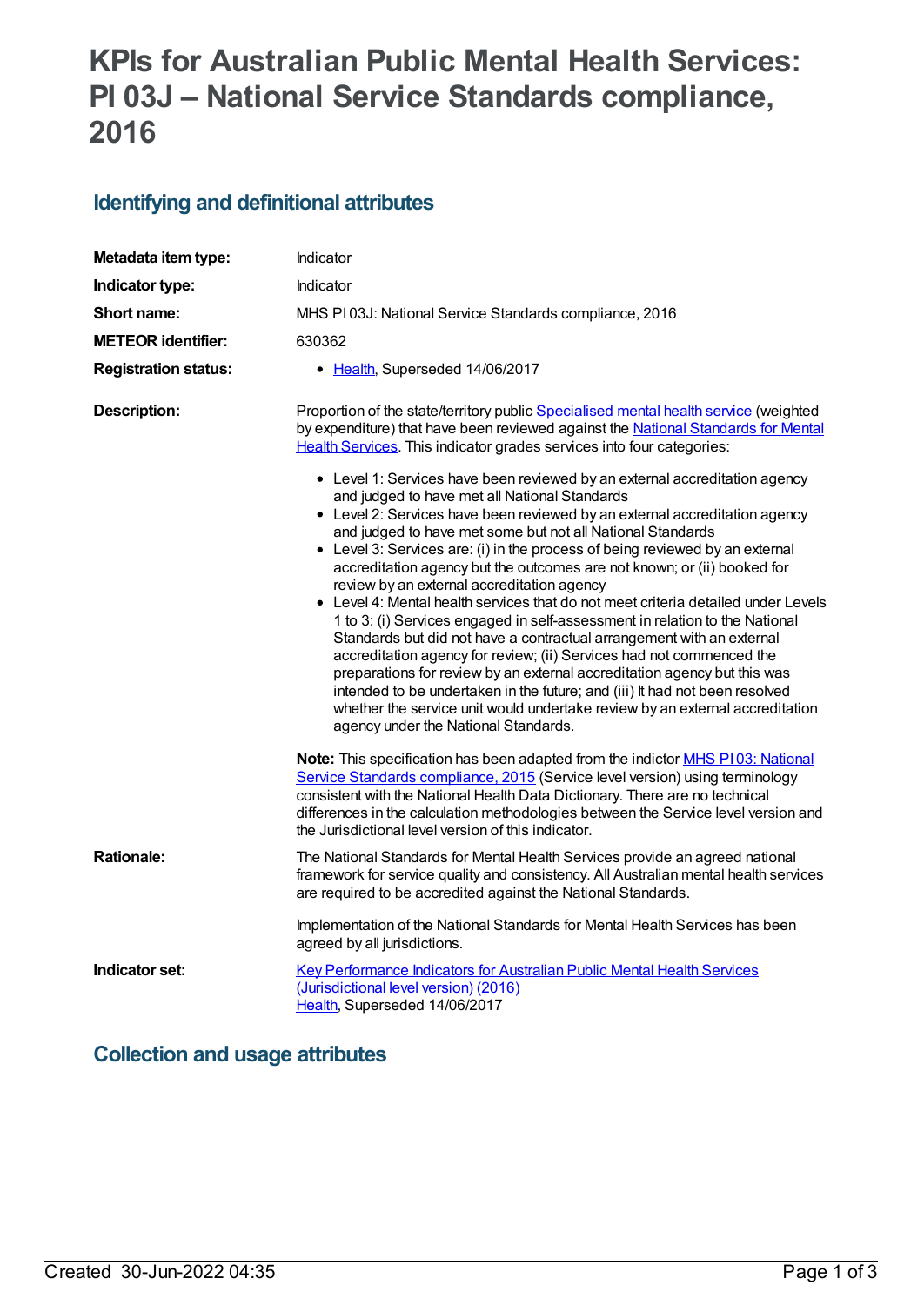# KPIs for Australian Public Mental Health Services: PI 03J – National Service Standards compliance, 2016

## Identifying and definitional attributes

| | |
|---|---|
| **Metadata item type:** | Indicator |
| **Indicator type:** | Indicator |
| **Short name:** | MHS PI 03J: National Service Standards compliance, 2016 |
| **METEOR identifier:** | 630362 |
| **Registration status:** | • Health, Superseded 14/06/2017 |

**Description:**

Proportion of the state/territory public Specialised mental health service (weighted by expenditure) that have been reviewed against the National Standards for Mental Health Services. This indicator grades services into four categories:

- Level 1: Services have been reviewed by an external accreditation agency and judged to have met all National Standards
- Level 2: Services have been reviewed by an external accreditation agency and judged to have met some but not all National Standards
- Level 3: Services are: (i) in the process of being reviewed by an external accreditation agency but the outcomes are not known; or (ii) booked for review by an external accreditation agency
- Level 4: Mental health services that do not meet criteria detailed under Levels 1 to 3: (i) Services engaged in self-assessment in relation to the National Standards but did not have a contractual arrangement with an external accreditation agency for review; (ii) Services had not commenced the preparations for review by an external accreditation agency but this was intended to be undertaken in the future; and (iii) It had not been resolved whether the service unit would undertake review by an external accreditation agency under the National Standards.

**Note:** This specification has been adapted from the indictor MHS PI 03: National Service Standards compliance, 2015 (Service level version) using terminology consistent with the National Health Data Dictionary. There are no technical differences in the calculation methodologies between the Service level version and the Jurisdictional level version of this indicator.

**Rationale:**

The National Standards for Mental Health Services provide an agreed national framework for service quality and consistency. All Australian mental health services are required to be accredited against the National Standards.

Implementation of the National Standards for Mental Health Services has been agreed by all jurisdictions.

**Indicator set:**

Key Performance Indicators for Australian Public Mental Health Services (Jurisdictional level version) (2016)
Health, Superseded 14/06/2017

## Collection and usage attributes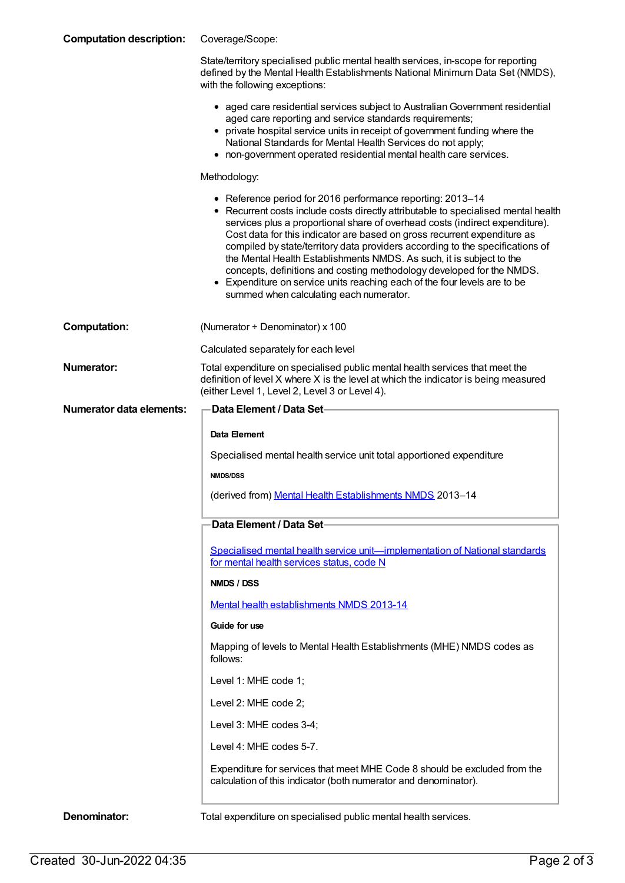**Computation description:** Coverage/Scope:

State/territory specialised public mental health services, in-scope for reporting defined by the Mental Health Establishments National Minimum Data Set (NMDS), with the following exceptions:

- aged care residential services subject to Australian Government residential aged care reporting and service standards requirements;
- private hospital service units in receipt of government funding where the National Standards for Mental Health Services do not apply;
- non-government operated residential mental health care services.

Methodology:

- Reference period for 2016 performance reporting: 2013–14
- Recurrent costs include costs directly attributable to specialised mental health services plus a proportional share of overhead costs (indirect expenditure). Cost data for this indicator are based on gross recurrent expenditure as compiled by state/territory data providers according to the specifications of the Mental Health Establishments NMDS. As such, it is subject to the concepts, definitions and costing methodology developed for the NMDS.
- Expenditure on service units reaching each of the four levels are to be summed when calculating each numerator.

**Computation:** (Numerator ÷ Denominator) x 100

Calculated separately for each level

**Numerator:** Total expenditure on specialised public mental health services that meet the definition of level X where X is the level at which the indicator is being measured (either Level 1, Level 2, Level 3 or Level 4).

**Numerator data elements:**

**Data Element / Data Set**

**Data Element**

Specialised mental health service unit total apportioned expenditure

**NMDS/DSS**

(derived from) Mental Health Establishments NMDS 2013–14

**Data Element / Data Set**

Specialised mental health service unit—implementation of National standards for mental health services status, code N

**NMDS / DSS**

Mental health establishments NMDS 2013-14

**Guide for use**

Mapping of levels to Mental Health Establishments (MHE) NMDS codes as follows:

Level 1: MHE code 1;

Level 2: MHE code 2;

Level 3: MHE codes 3-4;

Level 4: MHE codes 5-7.

Expenditure for services that meet MHE Code 8 should be excluded from the calculation of this indicator (both numerator and denominator).

**Denominator:** Total expenditure on specialised public mental health services.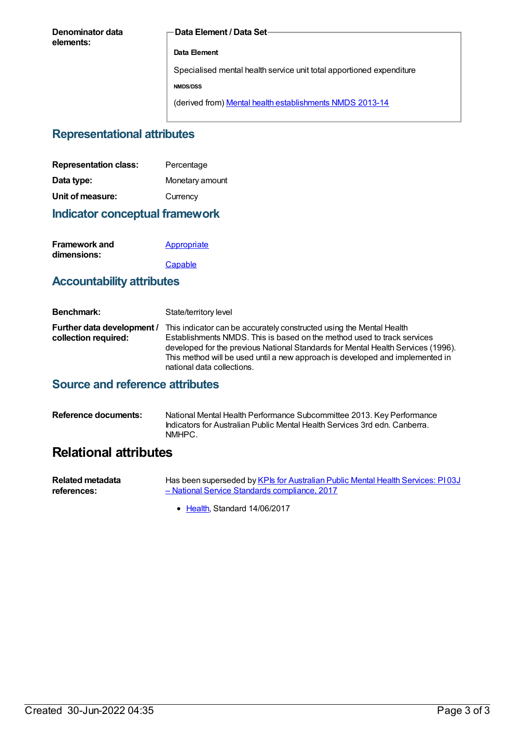**Denominator data elements:**

**Data Element / Data Set**

**Data Element**

Specialised mental health service unit total apportioned expenditure

**NMDS/DSS**

(derived from) Mental health establishments NMDS 2013-14

## Representational attributes

| | |
|---|---|
| **Representation class:** | Percentage |
| **Data type:** | Monetary amount |
| **Unit of measure:** | Currency |

## Indicator conceptual framework

**Framework and dimensions:**

Appropriate

Capable

## Accountability attributes

**Benchmark:** State/territory level

**Further data development / collection required:** This indicator can be accurately constructed using the Mental Health Establishments NMDS. This is based on the method used to track services developed for the previous National Standards for Mental Health Services (1996). This method will be used until a new approach is developed and implemented in national data collections.

## Source and reference attributes

**Reference documents:** National Mental Health Performance Subcommittee 2013. Key Performance Indicators for Australian Public Mental Health Services 3rd edn. Canberra. NMHPC.

# Relational attributes

**Related metadata references:**

Has been superseded by KPIs for Australian Public Mental Health Services: PI 03J – National Service Standards compliance, 2017

- Health, Standard 14/06/2017